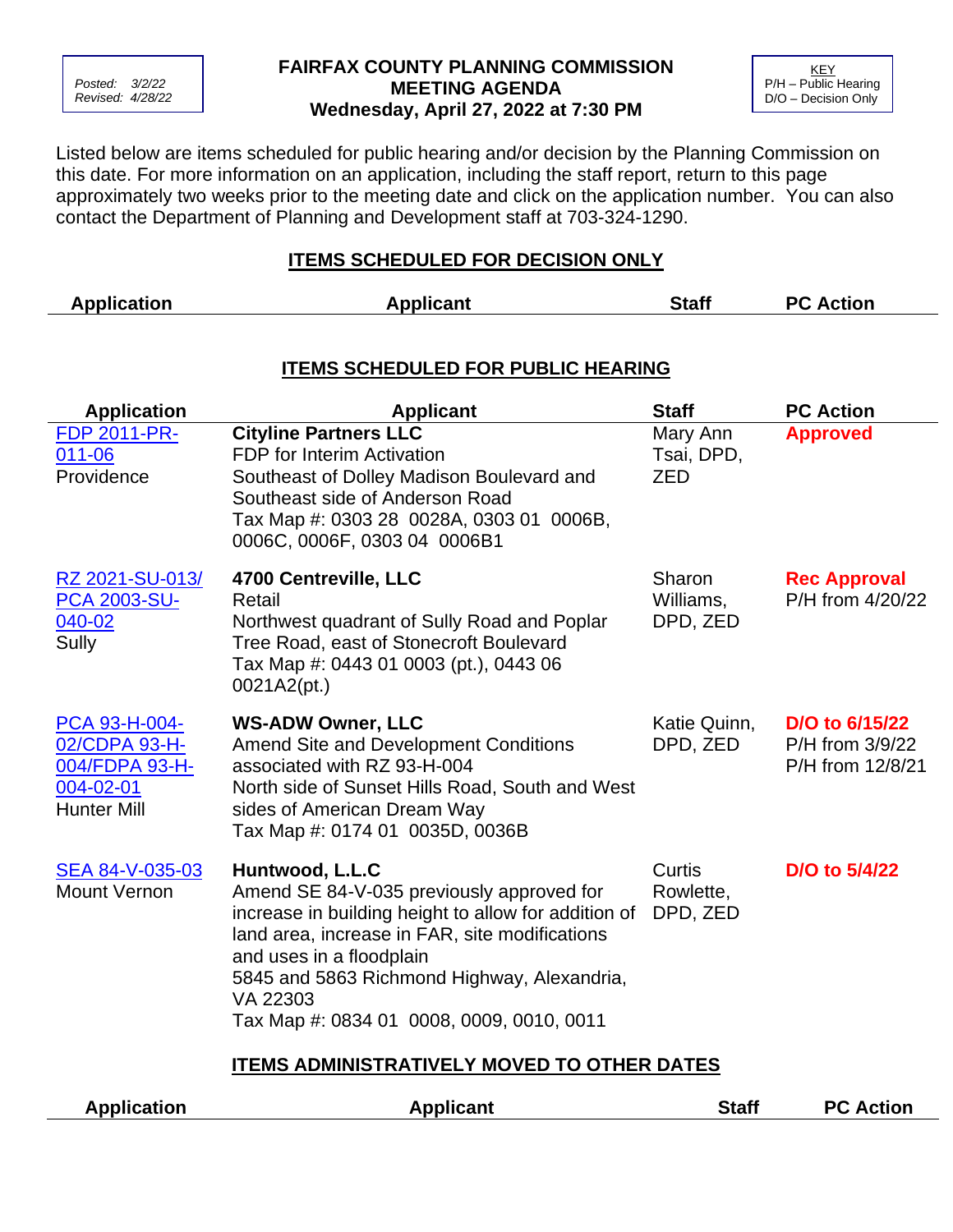Posted: 3/2/22
Revised: 4/28/22

# FAIRFAX COUNTY PLANNING COMMISSION MEETING AGENDA
## Wednesday, April 27, 2022 at 7:30 PM

KEY
P/H – Public Hearing
D/O – Decision Only

Listed below are items scheduled for public hearing and/or decision by the Planning Commission on this date. For more information on an application, including the staff report, return to this page approximately two weeks prior to the meeting date and click on the application number. You can also contact the Department of Planning and Development staff at 703-324-1290.

## ITEMS SCHEDULED FOR DECISION ONLY

| Application | Applicant | Staff | PC Action |
|---|---|---|---|

## ITEMS SCHEDULED FOR PUBLIC HEARING

| Application | Applicant | Staff | PC Action |
|---|---|---|---|
| FDP 2011-PR-011-06<br>Providence | **Cityline Partners LLC**<br>FDP for Interim Activation<br>Southeast of Dolley Madison Boulevard and Southeast side of Anderson Road<br>Tax Map #: 0303 28 0028A, 0303 01 0006B, 0006C, 0006F, 0303 04 0006B1 | Mary Ann Tsai, DPD, ZED | **Approved** |
| RZ 2021-SU-013/ PCA 2003-SU-040-02<br>Sully | **4700 Centreville, LLC**<br>Retail<br>Northwest quadrant of Sully Road and Poplar Tree Road, east of Stonecroft Boulevard<br>Tax Map #: 0443 01 0003 (pt.), 0443 06 0021A2(pt.) | Sharon Williams, DPD, ZED | **Rec Approval**<br>P/H from 4/20/22 |
| PCA 93-H-004-02/CDPA 93-H-004/FDPA 93-H-004-02-01<br>Hunter Mill | **WS-ADW Owner, LLC**<br>Amend Site and Development Conditions associated with RZ 93-H-004<br>North side of Sunset Hills Road, South and West sides of American Dream Way<br>Tax Map #: 0174 01 0035D, 0036B | Katie Quinn, DPD, ZED | **D/O to 6/15/22**<br>P/H from 3/9/22<br>P/H from 12/8/21 |
| SEA 84-V-035-03<br>Mount Vernon | **Huntwood, L.L.C**<br>Amend SE 84-V-035 previously approved for increase in building height to allow for addition of land area, increase in FAR, site modifications and uses in a floodplain<br>5845 and 5863 Richmond Highway, Alexandria, VA 22303<br>Tax Map #: 0834 01 0008, 0009, 0010, 0011 | Curtis Rowlette, DPD, ZED | **D/O to 5/4/22** |

## ITEMS ADMINISTRATIVELY MOVED TO OTHER DATES

| Application | Applicant | Staff | PC Action |
|---|---|---|---|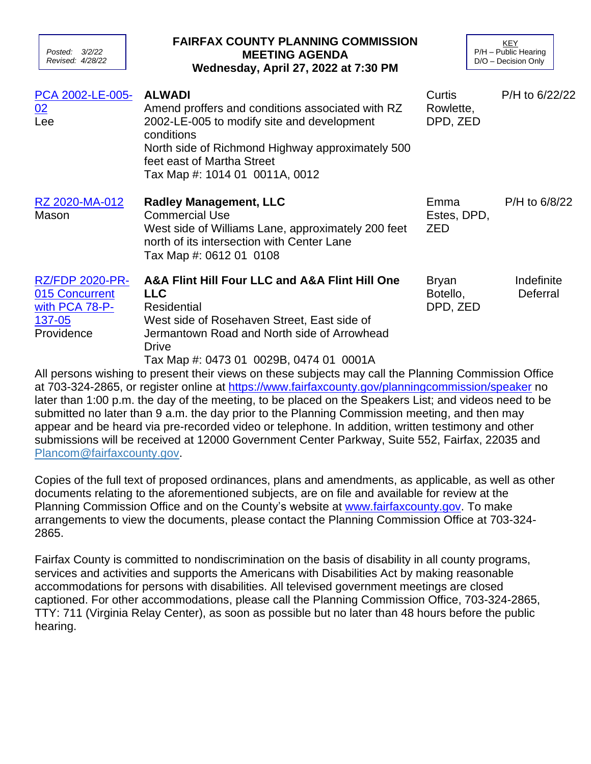Posted: 3/2/22
Revised: 4/28/22

**FAIRFAX COUNTY PLANNING COMMISSION**
**MEETING AGENDA**
**Wednesday, April 27, 2022 at 7:30 PM**

KEY
P/H – Public Hearing
D/O – Decision Only

| | | | |
|---|---|---|---|
| PCA 2002-LE-005-02<br>Lee | **ALWADI**<br>Amend proffers and conditions associated with RZ 2002-LE-005 to modify site and development conditions<br>North side of Richmond Highway approximately 500 feet east of Martha Street<br>Tax Map #: 1014 01 0011A, 0012 | Curtis Rowlette, DPD, ZED | P/H to 6/22/22 |
| RZ 2020-MA-012<br>Mason | **Radley Management, LLC**<br>Commercial Use<br>West side of Williams Lane, approximately 200 feet north of its intersection with Center Lane<br>Tax Map #: 0612 01 0108 | Emma Estes, DPD, ZED | P/H to 6/8/22 |
| RZ/FDP 2020-PR-015 Concurrent with PCA 78-P-137-05<br>Providence | **A&A Flint Hill Four LLC and A&A Flint Hill One LLC**<br>Residential<br>West side of Rosehaven Street, East side of Jermantown Road and North side of Arrowhead Drive<br>Tax Map #: 0473 01 0029B, 0474 01 0001A | Bryan Botello, DPD, ZED | Indefinite Deferral |

All persons wishing to present their views on these subjects may call the Planning Commission Office at 703-324-2865, or register online at https://www.fairfaxcounty.gov/planningcommission/speaker no later than 1:00 p.m. the day of the meeting, to be placed on the Speakers List; and videos need to be submitted no later than 9 a.m. the day prior to the Planning Commission meeting, and then may appear and be heard via pre-recorded video or telephone. In addition, written testimony and other submissions will be received at 12000 Government Center Parkway, Suite 552, Fairfax, 22035 and Plancom@fairfaxcounty.gov.

Copies of the full text of proposed ordinances, plans and amendments, as applicable, as well as other documents relating to the aforementioned subjects, are on file and available for review at the Planning Commission Office and on the County's website at www.fairfaxcounty.gov. To make arrangements to view the documents, please contact the Planning Commission Office at 703-324-2865.

Fairfax County is committed to nondiscrimination on the basis of disability in all county programs, services and activities and supports the Americans with Disabilities Act by making reasonable accommodations for persons with disabilities. All televised government meetings are closed captioned. For other accommodations, please call the Planning Commission Office, 703-324-2865, TTY: 711 (Virginia Relay Center), as soon as possible but no later than 48 hours before the public hearing.